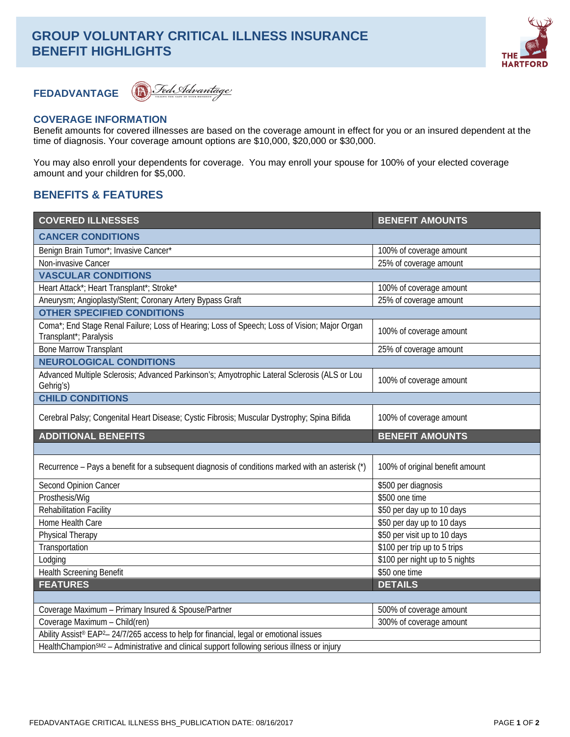# GROUP VOLUNTARY CRITICAL ILLNESS INSURANCE BENEFIT HIGHLIGHTS

THE HARTFORD

## FEDADVANTAGE

FedAdvantage

## COVERAGE INFORMATION

Benefit amounts for covered illnesses are based on the coverage amount in effect for you or an insured dependent at the time of diagnosis. Your coverage amount options are $10,000, $20,000 or $30,000.

You may also enroll your dependents for coverage. You may enroll your spouse for 100% of your elected coverage amount and your children for $5,000.

## BENEFITS & FEATURES

| COVERED ILLNESSES | BENEFIT AMOUNTS |
|---|---|
| **CANCER CONDITIONS** | |
| Benign Brain Tumor*; Invasive Cancer* | 100% of coverage amount |
| Non-invasive Cancer | 25% of coverage amount |
| **VASCULAR CONDITIONS** | |
| Heart Attack*; Heart Transplant*; Stroke* | 100% of coverage amount |
| Aneurysm; Angioplasty/Stent; Coronary Artery Bypass Graft | 25% of coverage amount |
| **OTHER SPECIFIED CONDITIONS** | |
| Coma*; End Stage Renal Failure; Loss of Hearing; Loss of Speech; Loss of Vision; Major Organ Transplant*; Paralysis | 100% of coverage amount |
| Bone Marrow Transplant | 25% of coverage amount |
| **NEUROLOGICAL CONDITIONS** | |
| Advanced Multiple Sclerosis; Advanced Parkinson's; Amyotrophic Lateral Sclerosis (ALS or Lou Gehrig's) | 100% of coverage amount |
| **CHILD CONDITIONS** | |
| Cerebral Palsy; Congenital Heart Disease; Cystic Fibrosis; Muscular Dystrophy; Spina Bifida | 100% of coverage amount |
| **ADDITIONAL BENEFITS** | **BENEFIT AMOUNTS** |
| Recurrence – Pays a benefit for a subsequent diagnosis of conditions marked with an asterisk (*) | 100% of original benefit amount |
| Second Opinion Cancer | $500 per diagnosis |
| Prosthesis/Wig | $500 one time |
| Rehabilitation Facility | $50 per day up to 10 days |
| Home Health Care | $50 per day up to 10 days |
| Physical Therapy | $50 per visit up to 10 days |
| Transportation | $100 per trip up to 5 trips |
| Lodging | $100 per night up to 5 nights |
| Health Screening Benefit | $50 one time |
| **FEATURES** | **DETAILS** |
| Coverage Maximum – Primary Insured & Spouse/Partner | 500% of coverage amount |
| Coverage Maximum – Child(ren) | 300% of coverage amount |
| Ability Assist® EAP[2]– 24/7/265 access to help for financial, legal or emotional issues | |
| HealthChampion[SM2] – Administrative and clinical support following serious illness or injury | |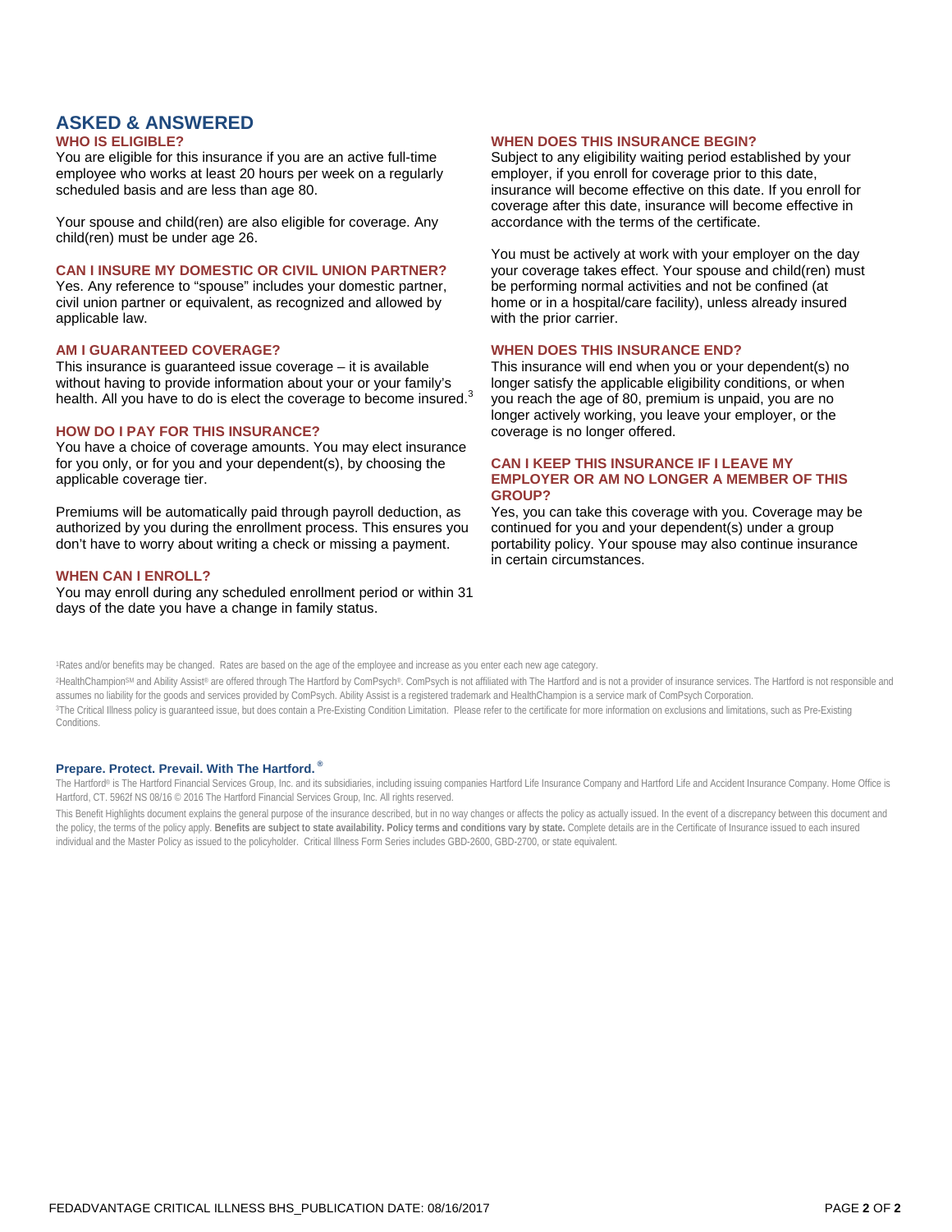## ASKED & ANSWERED

### WHO IS ELIGIBLE?

You are eligible for this insurance if you are an active full-time employee who works at least 20 hours per week on a regularly scheduled basis and are less than age 80.

Your spouse and child(ren) are also eligible for coverage. Any child(ren) must be under age 26.

### CAN I INSURE MY DOMESTIC OR CIVIL UNION PARTNER?

Yes. Any reference to "spouse" includes your domestic partner, civil union partner or equivalent, as recognized and allowed by applicable law.

### AM I GUARANTEED COVERAGE?

This insurance is guaranteed issue coverage – it is available without having to provide information about your or your family's health. All you have to do is elect the coverage to become insured.[3]

### HOW DO I PAY FOR THIS INSURANCE?

You have a choice of coverage amounts. You may elect insurance for you only, or for you and your dependent(s), by choosing the applicable coverage tier.

Premiums will be automatically paid through payroll deduction, as authorized by you during the enrollment process. This ensures you don't have to worry about writing a check or missing a payment.

### WHEN CAN I ENROLL?

You may enroll during any scheduled enrollment period or within 31 days of the date you have a change in family status.

### WHEN DOES THIS INSURANCE BEGIN?

Subject to any eligibility waiting period established by your employer, if you enroll for coverage prior to this date, insurance will become effective on this date. If you enroll for coverage after this date, insurance will become effective in accordance with the terms of the certificate.

You must be actively at work with your employer on the day your coverage takes effect. Your spouse and child(ren) must be performing normal activities and not be confined (at home or in a hospital/care facility), unless already insured with the prior carrier.

### WHEN DOES THIS INSURANCE END?

This insurance will end when you or your dependent(s) no longer satisfy the applicable eligibility conditions, or when you reach the age of 80, premium is unpaid, you are no longer actively working, you leave your employer, or the coverage is no longer offered.

### CAN I KEEP THIS INSURANCE IF I LEAVE MY EMPLOYER OR AM NO LONGER A MEMBER OF THIS GROUP?

Yes, you can take this coverage with you. Coverage may be continued for you and your dependent(s) under a group portability policy. Your spouse may also continue insurance in certain circumstances.

[1]Rates and/or benefits may be changed. Rates are based on the age of the employee and increase as you enter each new age category.

[2]HealthChampion℠ and Ability Assist® are offered through The Hartford by ComPsych®. ComPsych is not affiliated with The Hartford and is not a provider of insurance services. The Hartford is not responsible and assumes no liability for the goods and services provided by ComPsych. Ability Assist is a registered trademark and HealthChampion is a service mark of ComPsych Corporation.

[3]The Critical Illness policy is guaranteed issue, but does contain a Pre-Existing Condition Limitation. Please refer to the certificate for more information on exclusions and limitations, such as Pre-Existing Conditions.

**Prepare. Protect. Prevail. With The Hartford.®**

The Hartford® is The Hartford Financial Services Group, Inc. and its subsidiaries, including issuing companies Hartford Life Insurance Company and Hartford Life and Accident Insurance Company. Home Office is Hartford, CT. 5962f NS 08/16 © 2016 The Hartford Financial Services Group, Inc. All rights reserved.

This Benefit Highlights document explains the general purpose of the insurance described, but in no way changes or affects the policy as actually issued. In the event of a discrepancy between this document and the policy, the terms of the policy apply. **Benefits are subject to state availability. Policy terms and conditions vary by state.** Complete details are in the Certificate of Insurance issued to each insured individual and the Master Policy as issued to the policyholder. Critical Illness Form Series includes GBD-2600, GBD-2700, or state equivalent.